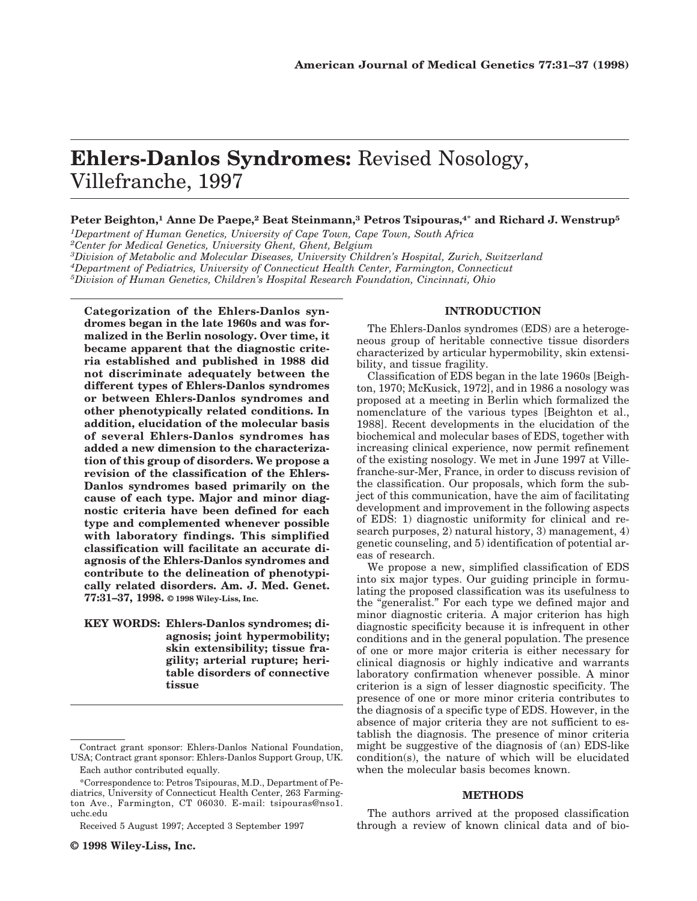# Ehlers-Danlos Syndromes: Revised Nosology, Villefranche, 1997

**Peter Beighton,[1] Anne De Paepe,[2] Beat Steinmann,[3] Petros Tsipouras,[4*] and Richard J. Wenstrup[5]**

[1]*Department of Human Genetics, University of Cape Town, Cape Town, South Africa*
[2]*Center for Medical Genetics, University Ghent, Ghent, Belgium*
[3]*Division of Metabolic and Molecular Diseases, University Children's Hospital, Zurich, Switzerland*
[4]*Department of Pediatrics, University of Connecticut Health Center, Farmington, Connecticut*
[5]*Division of Human Genetics, Children's Hospital Research Foundation, Cincinnati, Ohio*

**Categorization of the Ehlers-Danlos syndromes began in the late 1960s and was formalized in the Berlin nosology. Over time, it became apparent that the diagnostic criteria established and published in 1988 did not discriminate adequately between the different types of Ehlers-Danlos syndromes or between Ehlers-Danlos syndromes and other phenotypically related conditions. In addition, elucidation of the molecular basis of several Ehlers-Danlos syndromes has added a new dimension to the characterization of this group of disorders. We propose a revision of the classification of the Ehlers-Danlos syndromes based primarily on the cause of each type. Major and minor diagnostic criteria have been defined for each type and complemented whenever possible with laboratory findings. This simplified classification will facilitate an accurate diagnosis of the Ehlers-Danlos syndromes and contribute to the delineation of phenotypically related disorders. Am. J. Med. Genet. 77:31–37, 1998.** © 1998 Wiley-Liss, Inc.

**KEY WORDS: Ehlers-Danlos syndromes; diagnosis; joint hypermobility; skin extensibility; tissue fragility; arterial rupture; heritable disorders of connective tissue**

## INTRODUCTION

The Ehlers-Danlos syndromes (EDS) are a heterogeneous group of heritable connective tissue disorders characterized by articular hypermobility, skin extensibility, and tissue fragility.

Classification of EDS began in the late 1960s [Beighton, 1970; McKusick, 1972], and in 1986 a nosology was proposed at a meeting in Berlin which formalized the nomenclature of the various types [Beighton et al., 1988]. Recent developments in the elucidation of the biochemical and molecular bases of EDS, together with increasing clinical experience, now permit refinement of the existing nosology. We met in June 1997 at Villefranche-sur-Mer, France, in order to discuss revision of the classification. Our proposals, which form the subject of this communication, have the aim of facilitating development and improvement in the following aspects of EDS: 1) diagnostic uniformity for clinical and research purposes, 2) natural history, 3) management, 4) genetic counseling, and 5) identification of potential areas of research.

We propose a new, simplified classification of EDS into six major types. Our guiding principle in formulating the proposed classification was its usefulness to the "generalist." For each type we defined major and minor diagnostic criteria. A major criterion has high diagnostic specificity because it is infrequent in other conditions and in the general population. The presence of one or more major criteria is either necessary for clinical diagnosis or highly indicative and warrants laboratory confirmation whenever possible. A minor criterion is a sign of lesser diagnostic specificity. The presence of one or more minor criteria contributes to the diagnosis of a specific type of EDS. However, in the absence of major criteria they are not sufficient to establish the diagnosis. The presence of minor criteria might be suggestive of the diagnosis of (an) EDS-like condition(s), the nature of which will be elucidated when the molecular basis becomes known.

## METHODS

The authors arrived at the proposed classification through a review of known clinical data and of bio-

---

Contract grant sponsor: Ehlers-Danlos National Foundation, USA; Contract grant sponsor: Ehlers-Danlos Support Group, UK.

Each author contributed equally.

*Correspondence to: Petros Tsipouras, M.D., Department of Pediatrics, University of Connecticut Health Center, 263 Farmington Ave., Farmington, CT 06030. E-mail: tsipouras@nso1.uchc.edu

Received 5 August 1997; Accepted 3 September 1997

© 1998 Wiley-Liss, Inc.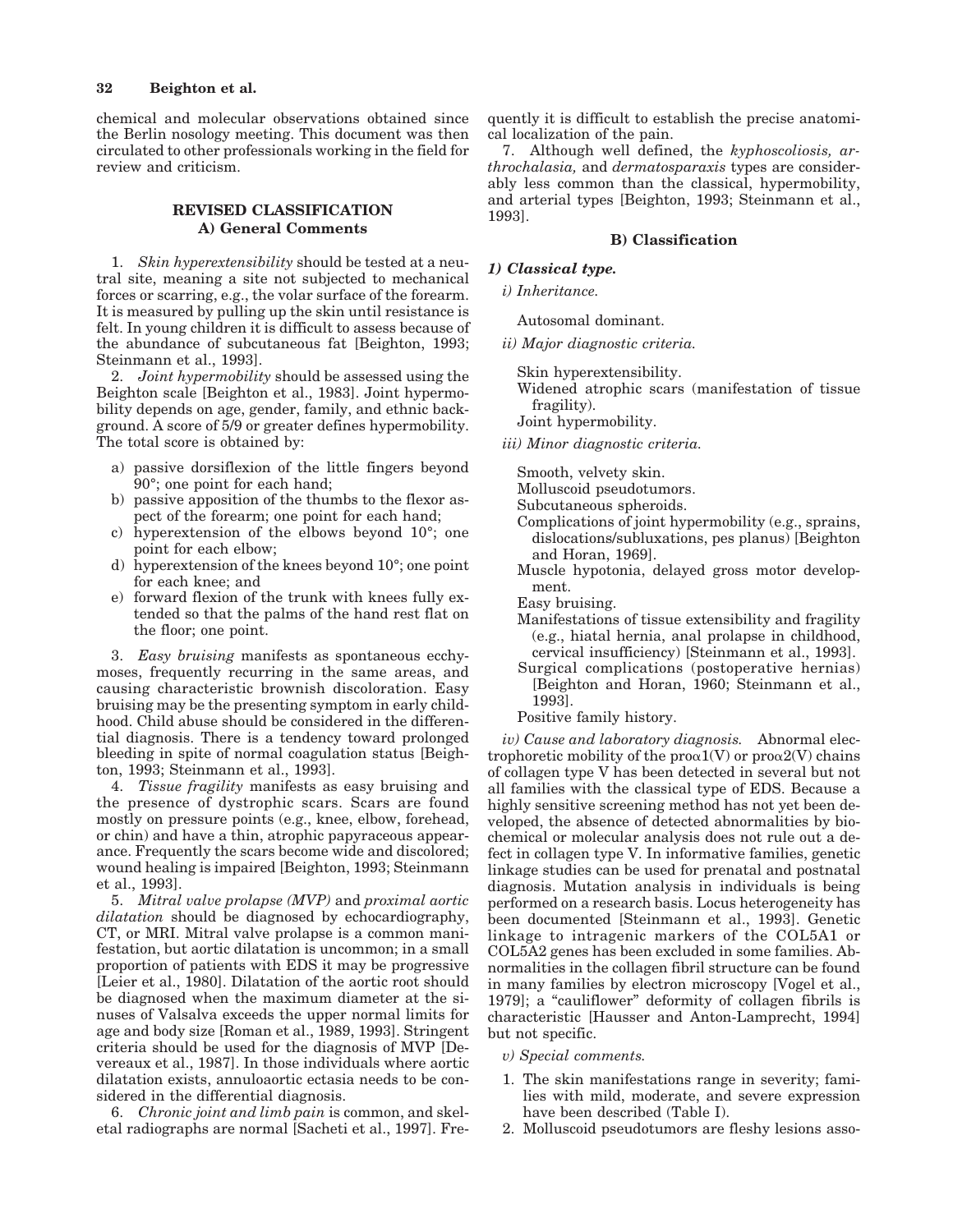chemical and molecular observations obtained since the Berlin nosology meeting. This document was then circulated to other professionals working in the field for review and criticism.

## REVISED CLASSIFICATION

### A) General Comments

1. *Skin hyperextensibility* should be tested at a neutral site, meaning a site not subjected to mechanical forces or scarring, e.g., the volar surface of the forearm. It is measured by pulling up the skin until resistance is felt. In young children it is difficult to assess because of the abundance of subcutaneous fat [Beighton, 1993; Steinmann et al., 1993].

2. *Joint hypermobility* should be assessed using the Beighton scale [Beighton et al., 1983]. Joint hypermobility depends on age, gender, family, and ethnic background. A score of 5/9 or greater defines hypermobility. The total score is obtained by:

   a) passive dorsiflexion of the little fingers beyond 90°; one point for each hand;
   b) passive apposition of the thumbs to the flexor aspect of the forearm; one point for each hand;
   c) hyperextension of the elbows beyond 10°; one point for each elbow;
   d) hyperextension of the knees beyond 10°; one point for each knee; and
   e) forward flexion of the trunk with knees fully extended so that the palms of the hand rest flat on the floor; one point.

3. *Easy bruising* manifests as spontaneous ecchymoses, frequently recurring in the same areas, and causing characteristic brownish discoloration. Easy bruising may be the presenting symptom in early childhood. Child abuse should be considered in the differential diagnosis. There is a tendency toward prolonged bleeding in spite of normal coagulation status [Beighton, 1993; Steinmann et al., 1993].

4. *Tissue fragility* manifests as easy bruising and the presence of dystrophic scars. Scars are found mostly on pressure points (e.g., knee, elbow, forehead, or chin) and have a thin, atrophic papyraceous appearance. Frequently the scars become wide and discolored; wound healing is impaired [Beighton, 1993; Steinmann et al., 1993].

5. *Mitral valve prolapse (MVP)* and *proximal aortic dilatation* should be diagnosed by echocardiography, CT, or MRI. Mitral valve prolapse is a common manifestation, but aortic dilatation is uncommon; in a small proportion of patients with EDS it may be progressive [Leier et al., 1980]. Dilatation of the aortic root should be diagnosed when the maximum diameter at the sinuses of Valsalva exceeds the upper normal limits for age and body size [Roman et al., 1989, 1993]. Stringent criteria should be used for the diagnosis of MVP [Devereaux et al., 1987]. In those individuals where aortic dilatation exists, annuloaortic ectasia needs to be considered in the differential diagnosis.

6. *Chronic joint and limb pain* is common, and skeletal radiographs are normal [Sacheti et al., 1997]. Frequently it is difficult to establish the precise anatomical localization of the pain.

7. Although well defined, the *kyphoscoliosis, arthrochalasia,* and *dermatosparaxis* types are considerably less common than the classical, hypermobility, and arterial types [Beighton, 1993; Steinmann et al., 1993].

### B) Classification

#### *1) Classical type.*

*i) Inheritance.*

Autosomal dominant.

*ii) Major diagnostic criteria.*

Skin hyperextensibility.
Widened atrophic scars (manifestation of tissue fragility).
Joint hypermobility.

*iii) Minor diagnostic criteria.*

Smooth, velvety skin.
Molluscoid pseudotumors.
Subcutaneous spheroids.
Complications of joint hypermobility (e.g., sprains, dislocations/subluxations, pes planus) [Beighton and Horan, 1969].
Muscle hypotonia, delayed gross motor development.
Easy bruising.
Manifestations of tissue extensibility and fragility (e.g., hiatal hernia, anal prolapse in childhood, cervical insufficiency) [Steinmann et al., 1993].
Surgical complications (postoperative hernias) [Beighton and Horan, 1960; Steinmann et al., 1993].
Positive family history.

*iv) Cause and laboratory diagnosis.* Abnormal electrophoretic mobility of the proα1(V) or proα2(V) chains of collagen type V has been detected in several but not all families with the classical type of EDS. Because a highly sensitive screening method has not yet been developed, the absence of detected abnormalities by biochemical or molecular analysis does not rule out a defect in collagen type V. In informative families, genetic linkage studies can be used for prenatal and postnatal diagnosis. Mutation analysis in individuals is being performed on a research basis. Locus heterogeneity has been documented [Steinmann et al., 1993]. Genetic linkage to intragenic markers of the COL5A1 or COL5A2 genes has been excluded in some families. Abnormalities in the collagen fibril structure can be found in many families by electron microscopy [Vogel et al., 1979]; a "cauliflower" deformity of collagen fibrils is characteristic [Hausser and Anton-Lamprecht, 1994] but not specific.

*v) Special comments.*

1. The skin manifestations range in severity; families with mild, moderate, and severe expression have been described (Table I).
2. Molluscoid pseudotumors are fleshy lesions asso-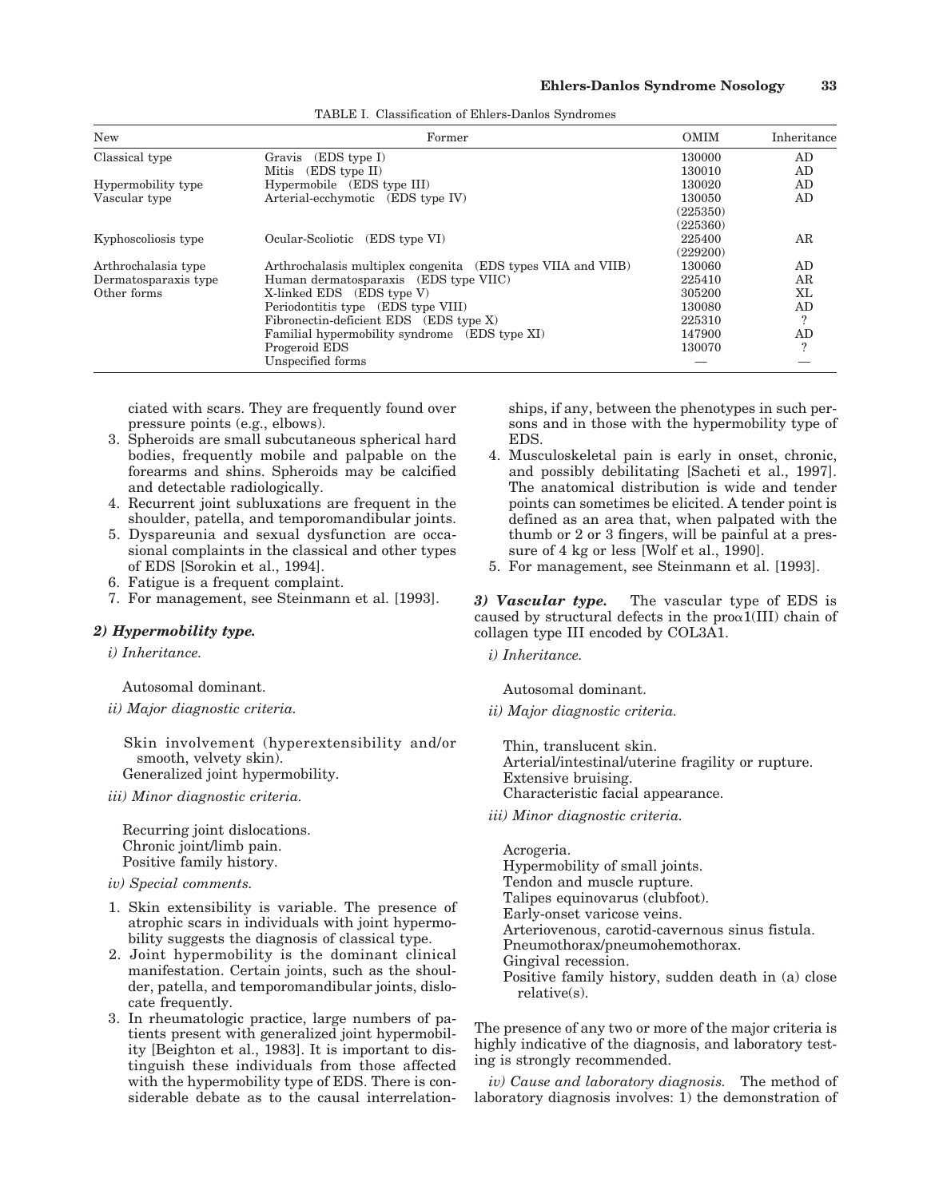TABLE I. Classification of Ehlers-Danlos Syndromes

| New | Former | OMIM | Inheritance |
|---|---|---|---|
| Classical type | Gravis (EDS type I) | 130000 | AD |
| | Mitis (EDS type II) | 130010 | AD |
| Hypermobility type | Hypermobile (EDS type III) | 130020 | AD |
| Vascular type | Arterial-ecchymotic (EDS type IV) | 130050 (225350) (225360) | AD |
| Kyphoscoliosis type | Ocular-Scoliotic (EDS type VI) | 225400 (229200) | AR |
| Arthrochalasia type | Arthrochalasis multiplex congenita (EDS types VIIA and VIIB) | 130060 | AD |
| Dermatosparaxis type | Human dermatosparaxis (EDS type VIIC) | 225410 | AR |
| Other forms | X-linked EDS (EDS type V) | 305200 | XL |
| | Periodontitis type (EDS type VIII) | 130080 | AD |
| | Fibronectin-deficient EDS (EDS type X) | 225310 | ? |
| | Familial hypermobility syndrome (EDS type XI) | 147900 | AD |
| | Progeroid EDS | 130070 | ? |
| | Unspecified forms | — | — |

ciated with scars. They are frequently found over pressure points (e.g., elbows).

3. Spheroids are small subcutaneous spherical hard bodies, frequently mobile and palpable on the forearms and shins. Spheroids may be calcified and detectable radiologically.
4. Recurrent joint subluxations are frequent in the shoulder, patella, and temporomandibular joints.
5. Dyspareunia and sexual dysfunction are occasional complaints in the classical and other types of EDS [Sorokin et al., 1994].
6. Fatigue is a frequent complaint.
7. For management, see Steinmann et al. [1993].

### *2) Hypermobility type.*

*i) Inheritance.*

Autosomal dominant.

*ii) Major diagnostic criteria.*

Skin involvement (hyperextensibility and/or smooth, velvety skin).
Generalized joint hypermobility.

*iii) Minor diagnostic criteria.*

Recurring joint dislocations.
Chronic joint/limb pain.
Positive family history.

*iv) Special comments.*

1. Skin extensibility is variable. The presence of atrophic scars in individuals with joint hypermobility suggests the diagnosis of classical type.
2. Joint hypermobility is the dominant clinical manifestation. Certain joints, such as the shoulder, patella, and temporomandibular joints, dislocate frequently.
3. In rheumatologic practice, large numbers of patients present with generalized joint hypermobility [Beighton et al., 1983]. It is important to distinguish these individuals from those affected with the hypermobility type of EDS. There is considerable debate as to the causal interrelationships, if any, between the phenotypes in such persons and in those with the hypermobility type of EDS.
4. Musculoskeletal pain is early in onset, chronic, and possibly debilitating [Sacheti et al., 1997]. The anatomical distribution is wide and tender points can sometimes be elicited. A tender point is defined as an area that, when palpated with the thumb or 2 or 3 fingers, will be painful at a pressure of 4 kg or less [Wolf et al., 1990].
5. For management, see Steinmann et al. [1993].

***3) Vascular type.*** The vascular type of EDS is caused by structural defects in the pro$\alpha$1(III) chain of collagen type III encoded by COL3A1.

*i) Inheritance.*

Autosomal dominant.

*ii) Major diagnostic criteria.*

Thin, translucent skin.
Arterial/intestinal/uterine fragility or rupture.
Extensive bruising.
Characteristic facial appearance.

*iii) Minor diagnostic criteria.*

Acrogeria.
Hypermobility of small joints.
Tendon and muscle rupture.
Talipes equinovarus (clubfoot).
Early-onset varicose veins.
Arteriovenous, carotid-cavernous sinus fistula.
Pneumothorax/pneumohemothorax.
Gingival recession.
Positive family history, sudden death in (a) close relative(s).

The presence of any two or more of the major criteria is highly indicative of the diagnosis, and laboratory testing is strongly recommended.

*iv) Cause and laboratory diagnosis.* The method of laboratory diagnosis involves: 1) the demonstration of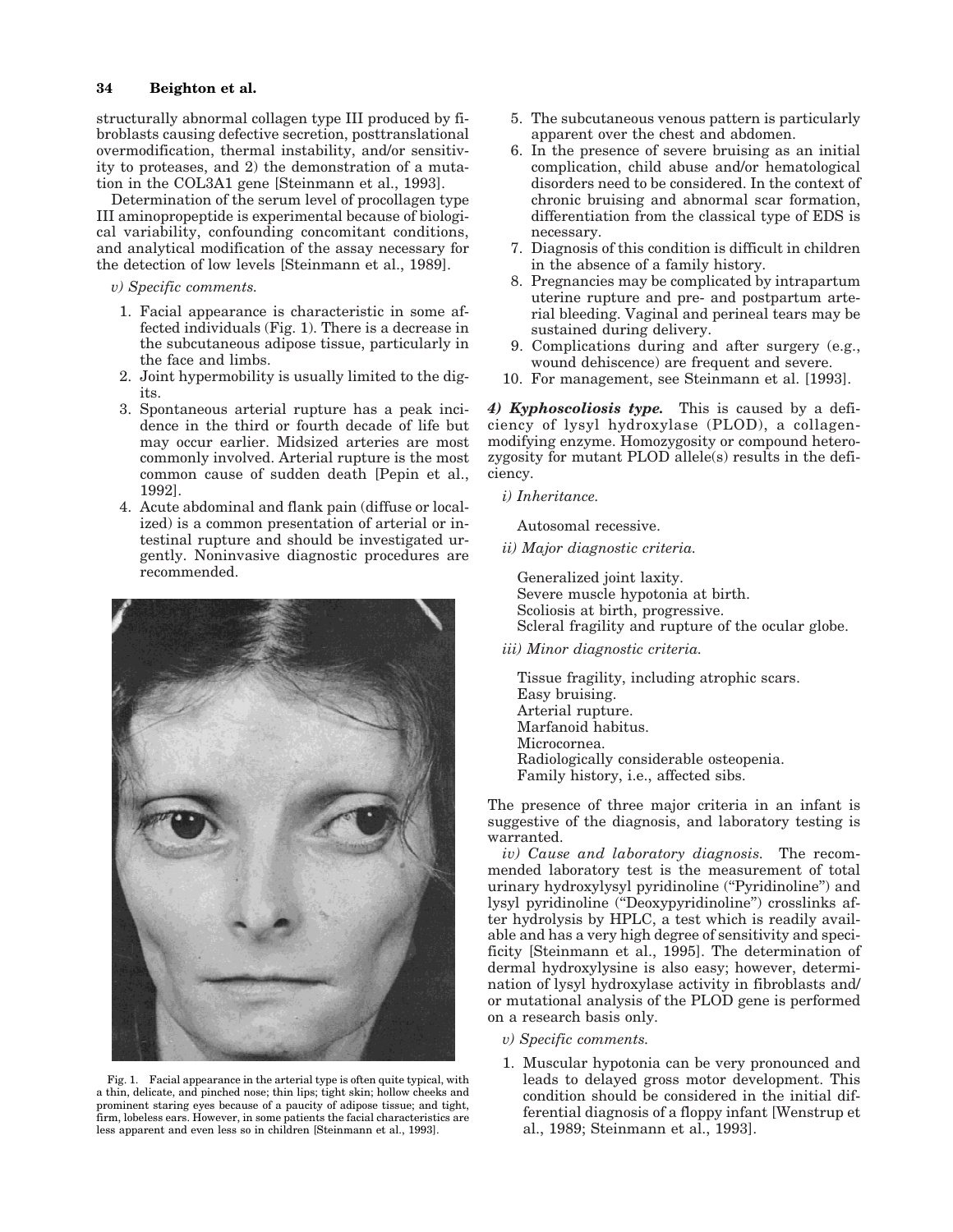structurally abnormal collagen type III produced by fibroblasts causing defective secretion, posttranslational overmodification, thermal instability, and/or sensitivity to proteases, and 2) the demonstration of a mutation in the COL3A1 gene [Steinmann et al., 1993].

Determination of the serum level of procollagen type III aminopropeptide is experimental because of biological variability, confounding concomitant conditions, and analytical modification of the assay necessary for the detection of low levels [Steinmann et al., 1989].

*v) Specific comments.*

1. Facial appearance is characteristic in some affected individuals (Fig. 1). There is a decrease in the subcutaneous adipose tissue, particularly in the face and limbs.
2. Joint hypermobility is usually limited to the digits.
3. Spontaneous arterial rupture has a peak incidence in the third or fourth decade of life but may occur earlier. Midsized arteries are most commonly involved. Arterial rupture is the most common cause of sudden death [Pepin et al., 1992].
4. Acute abdominal and flank pain (diffuse or localized) is a common presentation of arterial or intestinal rupture and should be investigated urgently. Noninvasive diagnostic procedures are recommended.
5. The subcutaneous venous pattern is particularly apparent over the chest and abdomen.
6. In the presence of severe bruising as an initial complication, child abuse and/or hematological disorders need to be considered. In the context of chronic bruising and abnormal scar formation, differentiation from the classical type of EDS is necessary.
7. Diagnosis of this condition is difficult in children in the absence of a family history.
8. Pregnancies may be complicated by intrapartum uterine rupture and pre- and postpartum arterial bleeding. Vaginal and perineal tears may be sustained during delivery.
9. Complications during and after surgery (e.g., wound dehiscence) are frequent and severe.
10. For management, see Steinmann et al. [1993].

Fig. 1. Facial appearance in the arterial type is often quite typical, with a thin, delicate, and pinched nose; thin lips; tight skin; hollow cheeks and prominent staring eyes because of a paucity of adipose tissue; and tight, firm, lobeless ears. However, in some patients the facial characteristics are less apparent and even less so in children [Steinmann et al., 1993].

***4) Kyphoscoliosis type.*** This is caused by a deficiency of lysyl hydroxylase (PLOD), a collagen-modifying enzyme. Homozygosity or compound heterozygosity for mutant PLOD allele(s) results in the deficiency.

*i) Inheritance.*

Autosomal recessive.

*ii) Major diagnostic criteria.*

Generalized joint laxity.
Severe muscle hypotonia at birth.
Scoliosis at birth, progressive.
Scleral fragility and rupture of the ocular globe.

*iii) Minor diagnostic criteria.*

Tissue fragility, including atrophic scars.
Easy bruising.
Arterial rupture.
Marfanoid habitus.
Microcornea.
Radiologically considerable osteopenia.
Family history, i.e., affected sibs.

The presence of three major criteria in an infant is suggestive of the diagnosis, and laboratory testing is warranted.

*iv) Cause and laboratory diagnosis.* The recommended laboratory test is the measurement of total urinary hydroxylysyl pyridinoline ("Pyridinoline") and lysyl pyridinoline ("Deoxypyridinoline") crosslinks after hydrolysis by HPLC, a test which is readily available and has a very high degree of sensitivity and specificity [Steinmann et al., 1995]. The determination of dermal hydroxylysine is also easy; however, determination of lysyl hydroxylase activity in fibroblasts and/or mutational analysis of the PLOD gene is performed on a research basis only.

*v) Specific comments.*

1. Muscular hypotonia can be very pronounced and leads to delayed gross motor development. This condition should be considered in the initial differential diagnosis of a floppy infant [Wenstrup et al., 1989; Steinmann et al., 1993].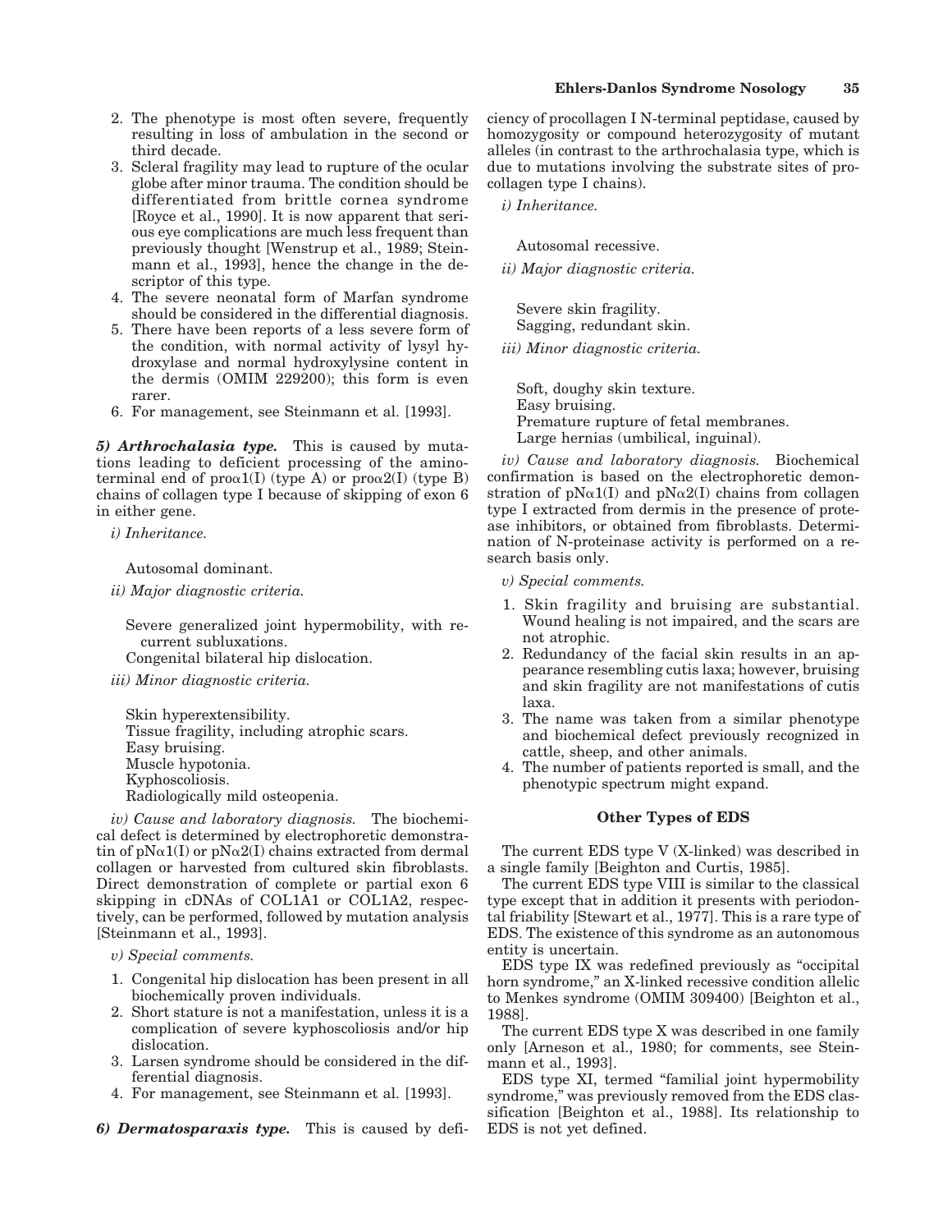2. The phenotype is most often severe, frequently resulting in loss of ambulation in the second or third decade.
3. Scleral fragility may lead to rupture of the ocular globe after minor trauma. The condition should be differentiated from brittle cornea syndrome [Royce et al., 1990]. It is now apparent that serious eye complications are much less frequent than previously thought [Wenstrup et al., 1989; Steinmann et al., 1993], hence the change in the descriptor of this type.
4. The severe neonatal form of Marfan syndrome should be considered in the differential diagnosis.
5. There have been reports of a less severe form of the condition, with normal activity of lysyl hydroxylase and normal hydroxylysine content in the dermis (OMIM 229200); this form is even rarer.
6. For management, see Steinmann et al. [1993].

***5) Arthrochalasia type.*** This is caused by mutations leading to deficient processing of the amino-terminal end of pro$\alpha$1(I) (type A) or pro$\alpha$2(I) (type B) chains of collagen type I because of skipping of exon 6 in either gene.

*i) Inheritance.*

Autosomal dominant.

*ii) Major diagnostic criteria.*

Severe generalized joint hypermobility, with recurrent subluxations.
Congenital bilateral hip dislocation.

*iii) Minor diagnostic criteria.*

Skin hyperextensibility.
Tissue fragility, including atrophic scars.
Easy bruising.
Muscle hypotonia.
Kyphoscoliosis.
Radiologically mild osteopenia.

*iv) Cause and laboratory diagnosis.* The biochemical defect is determined by electrophoretic demonstratin of pN$\alpha$1(I) or pN$\alpha$2(I) chains extracted from dermal collagen or harvested from cultured skin fibroblasts. Direct demonstration of complete or partial exon 6 skipping in cDNAs of COL1A1 or COL1A2, respectively, can be performed, followed by mutation analysis [Steinmann et al., 1993].

*v) Special comments.*

1. Congenital hip dislocation has been present in all biochemically proven individuals.
2. Short stature is not a manifestation, unless it is a complication of severe kyphoscoliosis and/or hip dislocation.
3. Larsen syndrome should be considered in the differential diagnosis.
4. For management, see Steinmann et al. [1993].

***6) Dermatosparaxis type.*** This is caused by deficiency of procollagen I N-terminal peptidase, caused by homozygosity or compound heterozygosity of mutant alleles (in contrast to the arthrochalasia type, which is due to mutations involving the substrate sites of procollagen type I chains).

*i) Inheritance.*

Autosomal recessive.

*ii) Major diagnostic criteria.*

Severe skin fragility.
Sagging, redundant skin.

*iii) Minor diagnostic criteria.*

Soft, doughy skin texture.
Easy bruising.
Premature rupture of fetal membranes.
Large hernias (umbilical, inguinal).

*iv) Cause and laboratory diagnosis.* Biochemical confirmation is based on the electrophoretic demonstration of pN$\alpha$1(I) and pN$\alpha$2(I) chains from collagen type I extracted from dermis in the presence of protease inhibitors, or obtained from fibroblasts. Determination of N-proteinase activity is performed on a research basis only.

*v) Special comments.*

1. Skin fragility and bruising are substantial. Wound healing is not impaired, and the scars are not atrophic.
2. Redundancy of the facial skin results in an appearance resembling cutis laxa; however, bruising and skin fragility are not manifestations of cutis laxa.
3. The name was taken from a similar phenotype and biochemical defect previously recognized in cattle, sheep, and other animals.
4. The number of patients reported is small, and the phenotypic spectrum might expand.

## Other Types of EDS

The current EDS type V (X-linked) was described in a single family [Beighton and Curtis, 1985].

The current EDS type VIII is similar to the classical type except that in addition it presents with periodontal friability [Stewart et al., 1977]. This is a rare type of EDS. The existence of this syndrome as an autonomous entity is uncertain.

EDS type IX was redefined previously as "occipital horn syndrome," an X-linked recessive condition allelic to Menkes syndrome (OMIM 309400) [Beighton et al., 1988].

The current EDS type X was described in one family only [Arneson et al., 1980; for comments, see Steinmann et al., 1993].

EDS type XI, termed "familial joint hypermobility syndrome," was previously removed from the EDS classification [Beighton et al., 1988]. Its relationship to EDS is not yet defined.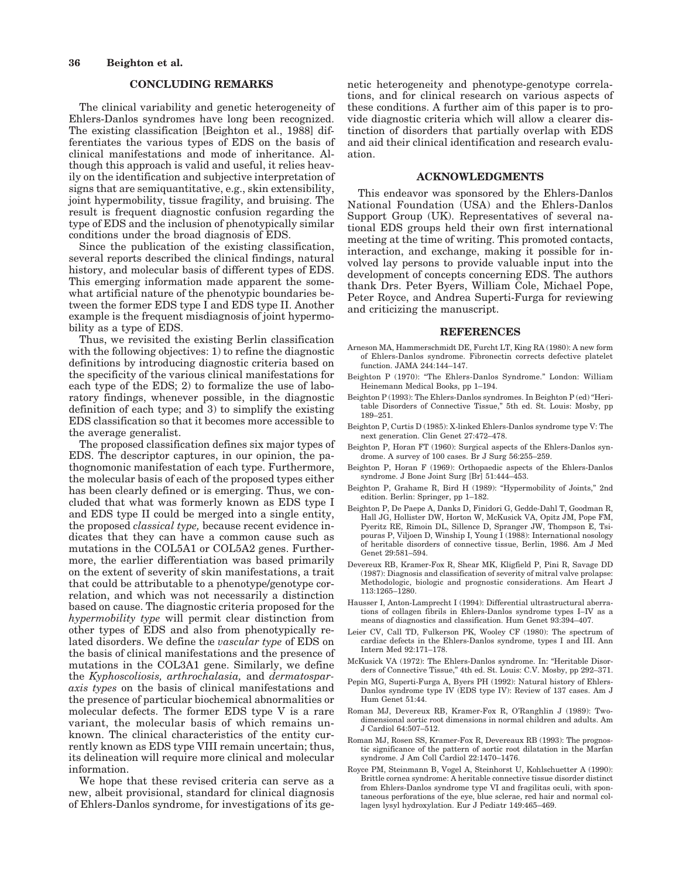## CONCLUDING REMARKS

The clinical variability and genetic heterogeneity of Ehlers-Danlos syndromes have long been recognized. The existing classification [Beighton et al., 1988] differentiates the various types of EDS on the basis of clinical manifestations and mode of inheritance. Although this approach is valid and useful, it relies heavily on the identification and subjective interpretation of signs that are semiquantitative, e.g., skin extensibility, joint hypermobility, tissue fragility, and bruising. The result is frequent diagnostic confusion regarding the type of EDS and the inclusion of phenotypically similar conditions under the broad diagnosis of EDS.

Since the publication of the existing classification, several reports described the clinical findings, natural history, and molecular basis of different types of EDS. This emerging information made apparent the somewhat artificial nature of the phenotypic boundaries between the former EDS type I and EDS type II. Another example is the frequent misdiagnosis of joint hypermobility as a type of EDS.

Thus, we revisited the existing Berlin classification with the following objectives: 1) to refine the diagnostic definitions by introducing diagnostic criteria based on the specificity of the various clinical manifestations for each type of the EDS; 2) to formalize the use of laboratory findings, whenever possible, in the diagnostic definition of each type; and 3) to simplify the existing EDS classification so that it becomes more accessible to the average generalist.

The proposed classification defines six major types of EDS. The descriptor captures, in our opinion, the pathognomonic manifestation of each type. Furthermore, the molecular basis of each of the proposed types either has been clearly defined or is emerging. Thus, we concluded that what was formerly known as EDS type I and EDS type II could be merged into a single entity, the proposed *classical type,* because recent evidence indicates that they can have a common cause such as mutations in the COL5A1 or COL5A2 genes. Furthermore, the earlier differentiation was based primarily on the extent of severity of skin manifestations, a trait that could be attributable to a phenotype/genotype correlation, and which was not necessarily a distinction based on cause. The diagnostic criteria proposed for the *hypermobility type* will permit clear distinction from other types of EDS and also from phenotypically related disorders. We define the *vascular type* of EDS on the basis of clinical manifestations and the presence of mutations in the COL3A1 gene. Similarly, we define the *Kyphoscoliosis, arthrochalasia,* and *dermatosparaxis types* on the basis of clinical manifestations and the presence of particular biochemical abnormalities or molecular defects. The former EDS type V is a rare variant, the molecular basis of which remains unknown. The clinical characteristics of the entity currently known as EDS type VIII remain uncertain; thus, its delineation will require more clinical and molecular information.

We hope that these revised criteria can serve as a new, albeit provisional, standard for clinical diagnosis of Ehlers-Danlos syndrome, for investigations of its genetic heterogeneity and phenotype-genotype correlations, and for clinical research on various aspects of these conditions. A further aim of this paper is to provide diagnostic criteria which will allow a clearer distinction of disorders that partially overlap with EDS and aid their clinical identification and research evaluation.

## ACKNOWLEDGMENTS

This endeavor was sponsored by the Ehlers-Danlos National Foundation (USA) and the Ehlers-Danlos Support Group (UK). Representatives of several national EDS groups held their own first international meeting at the time of writing. This promoted contacts, interaction, and exchange, making it possible for involved lay persons to provide valuable input into the development of concepts concerning EDS. The authors thank Drs. Peter Byers, William Cole, Michael Pope, Peter Royce, and Andrea Superti-Furga for reviewing and criticizing the manuscript.

## REFERENCES

Arneson MA, Hammerschmidt DE, Furcht LT, King RA (1980): A new form of Ehlers-Danlos syndrome. Fibronectin corrects defective platelet function. JAMA 244:144–147.

Beighton P (1970): "The Ehlers-Danlos Syndrome." London: William Heinemann Medical Books, pp 1–194.

Beighton P (1993): The Ehlers-Danlos syndromes. In Beighton P (ed) "Heritable Disorders of Connective Tissue," 5th ed. St. Louis: Mosby, pp 189–251.

Beighton P, Curtis D (1985): X-linked Ehlers-Danlos syndrome type V: The next generation. Clin Genet 27:472–478.

Beighton P, Horan FT (1960): Surgical aspects of the Ehlers-Danlos syndrome. A survey of 100 cases. Br J Surg 56:255–259.

Beighton P, Horan F (1969): Orthopaedic aspects of the Ehlers-Danlos syndrome. J Bone Joint Surg [Br] 51:444–453.

Beighton P, Grahame R, Bird H (1989): "Hypermobility of Joints," 2nd edition. Berlin: Springer, pp 1–182.

Beighton P, De Paepe A, Danks D, Finidori G, Gedde-Dahl T, Goodman R, Hall JG, Hollister DW, Horton W, McKusick VA, Opitz JM, Pope FM, Pyeritz RE, Rimoin DL, Sillence D, Spranger JW, Thompson E, Tsipouras P, Viljoen D, Winship I, Young I (1988): International nosology of heritable disorders of connective tissue, Berlin, 1986. Am J Med Genet 29:581–594.

Devereux RB, Kramer-Fox R, Shear MK, Kligfield P, Pini R, Savage DD (1987): Diagnosis and classification of severity of mitral valve prolapse: Methodologic, biologic and prognostic considerations. Am Heart J 113:1265–1280.

Hausser I, Anton-Lamprecht I (1994): Differential ultrastructural aberrations of collagen fibrils in Ehlers-Danlos syndrome types I–IV as a means of diagnostics and classification. Hum Genet 93:394–407.

Leier CV, Call TD, Fulkerson PK, Wooley CF (1980): The spectrum of cardiac defects in the Ehlers-Danlos syndrome, types I and III. Ann Intern Med 92:171–178.

McKusick VA (1972): The Ehlers-Danlos syndrome. In: "Heritable Disorders of Connective Tissue," 4th ed. St. Louis: C.V. Mosby, pp 292–371.

Pepin MG, Superti-Furga A, Byers PH (1992): Natural history of Ehlers-Danlos syndrome type IV (EDS type IV): Review of 137 cases. Am J Hum Genet 51:44.

Roman MJ, Devereux RB, Kramer-Fox R, O'Ranghlin J (1989): Two-dimensional aortic root dimensions in normal children and adults. Am J Cardiol 64:507–512.

Roman MJ, Rosen SS, Kramer-Fox R, Devereaux RB (1993): The prognostic significance of the pattern of aortic root dilatation in the Marfan syndrome. J Am Coll Cardiol 22:1470–1476.

Royce PM, Steinmann B, Vogel A, Steinhorst U, Kohlschuetter A (1990): Brittle cornea syndrome: A heritable connective tissue disorder distinct from Ehlers-Danlos syndrome type VI and fragilitas oculi, with spontaneous perforations of the eye, blue sclerae, red hair and normal collagen lysyl hydroxylation. Eur J Pediatr 149:465–469.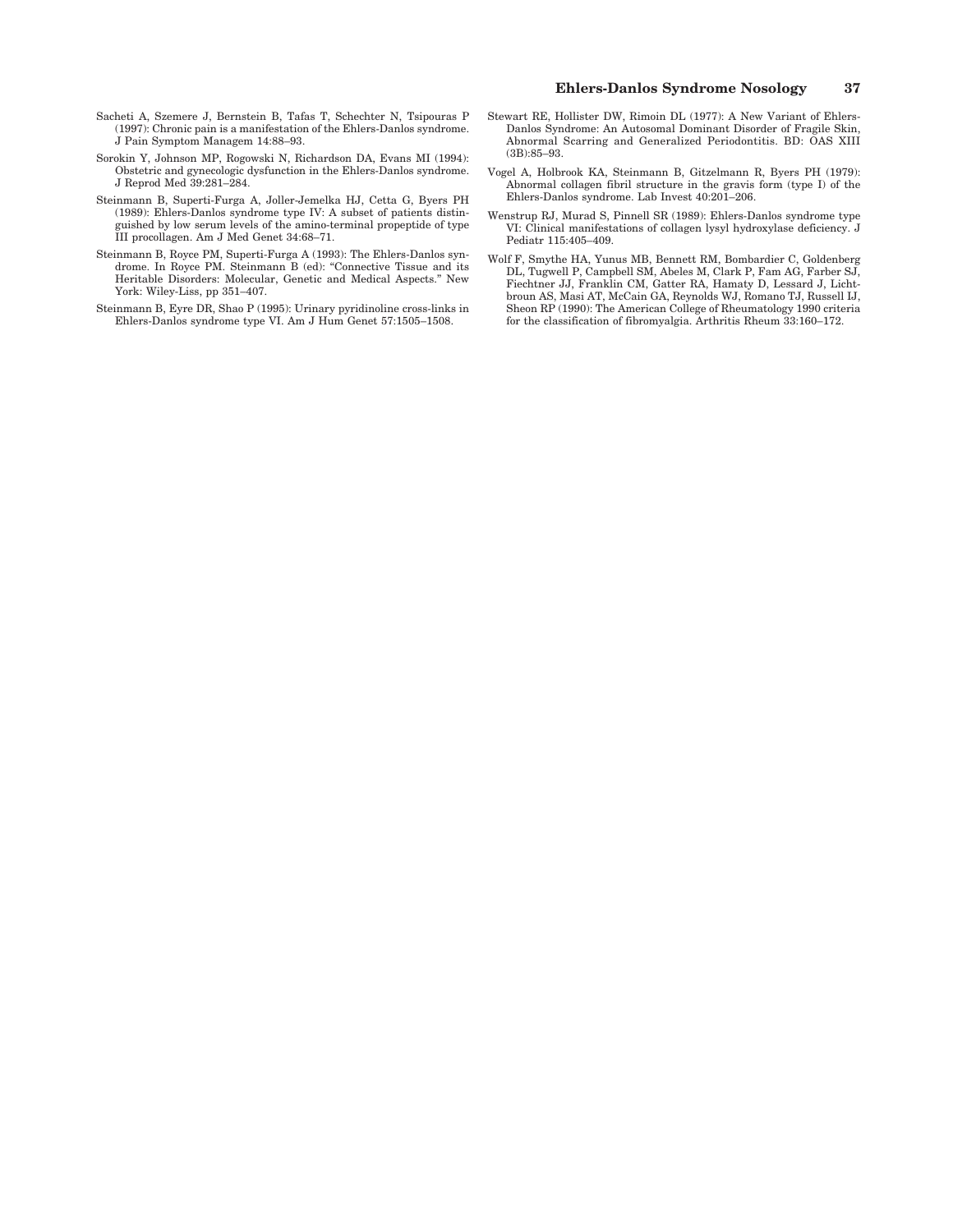Sacheti A, Szemere J, Bernstein B, Tafas T, Schechter N, Tsipouras P (1997): Chronic pain is a manifestation of the Ehlers-Danlos syndrome. J Pain Symptom Managem 14:88–93.

Sorokin Y, Johnson MP, Rogowski N, Richardson DA, Evans MI (1994): Obstetric and gynecologic dysfunction in the Ehlers-Danlos syndrome. J Reprod Med 39:281–284.

Steinmann B, Superti-Furga A, Joller-Jemelka HJ, Cetta G, Byers PH (1989): Ehlers-Danlos syndrome type IV: A subset of patients distinguished by low serum levels of the amino-terminal propeptide of type III procollagen. Am J Med Genet 34:68–71.

Steinmann B, Royce PM, Superti-Furga A (1993): The Ehlers-Danlos syndrome. In Royce PM. Steinmann B (ed): "Connective Tissue and its Heritable Disorders: Molecular, Genetic and Medical Aspects." New York: Wiley-Liss, pp 351–407.

Steinmann B, Eyre DR, Shao P (1995): Urinary pyridinoline cross-links in Ehlers-Danlos syndrome type VI. Am J Hum Genet 57:1505–1508.

Stewart RE, Hollister DW, Rimoin DL (1977): A New Variant of Ehlers-Danlos Syndrome: An Autosomal Dominant Disorder of Fragile Skin, Abnormal Scarring and Generalized Periodontitis. BD: OAS XIII (3B):85–93.

Vogel A, Holbrook KA, Steinmann B, Gitzelmann R, Byers PH (1979): Abnormal collagen fibril structure in the gravis form (type I) of the Ehlers-Danlos syndrome. Lab Invest 40:201–206.

Wenstrup RJ, Murad S, Pinnell SR (1989): Ehlers-Danlos syndrome type VI: Clinical manifestations of collagen lysyl hydroxylase deficiency. J Pediatr 115:405–409.

Wolf F, Smythe HA, Yunus MB, Bennett RM, Bombardier C, Goldenberg DL, Tugwell P, Campbell SM, Abeles M, Clark P, Fam AG, Farber SJ, Fiechtner JJ, Franklin CM, Gatter RA, Hamaty D, Lessard J, Lichtbroun AS, Masi AT, McCain GA, Reynolds WJ, Romano TJ, Russell IJ, Sheon RP (1990): The American College of Rheumatology 1990 criteria for the classification of fibromyalgia. Arthritis Rheum 33:160–172.